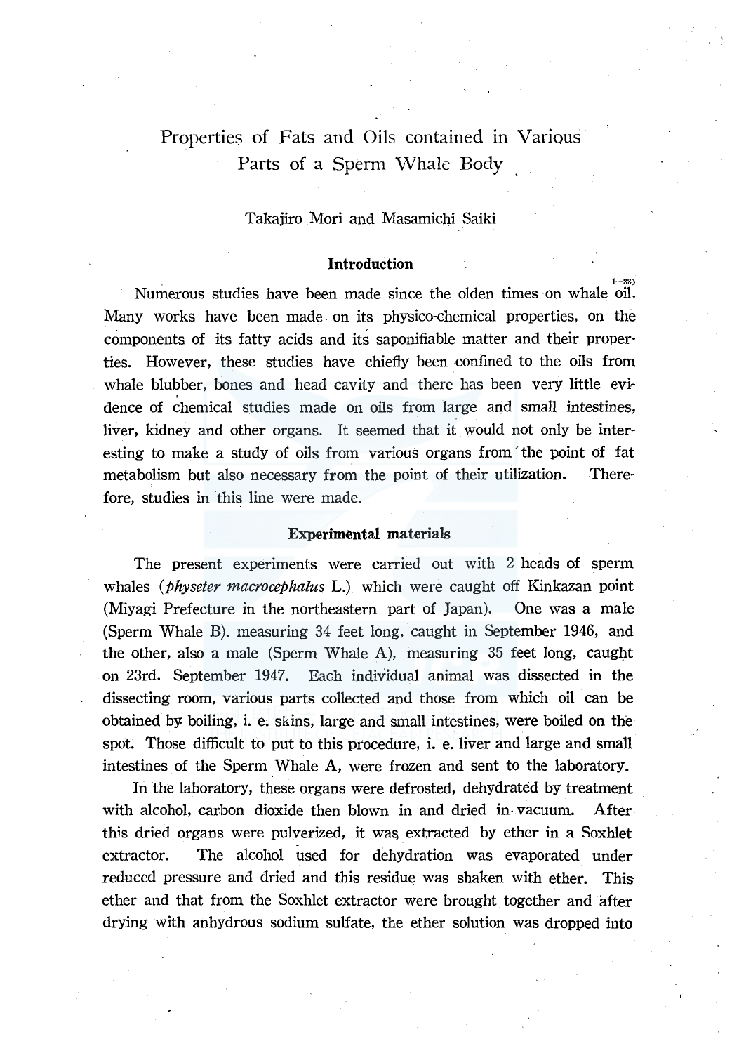# Properties of Fats and Oils contained in Various Parts of a Sperm Whale Body

Takajiro Mori and Masamichi Saiki

## Introduction

Numerous studies have been made since the olden times on whale oil.[1—33] Many works have been made on its physico-chemical properties, on the components of its fatty acids and its saponifiable matter and their properties. However, these studies have chiefly been confined to the oils from whale blubber, bones and head cavity and there has been very little evidence of chemical studies made on oils from large and small intestines, liver, kidney and other organs. It seemed that it would not only be interesting to make a study of oils from various organs from the point of fat metabolism but also necessary from the point of their utilization. Therefore, studies in this line were made.

## Experimental materials

The present experiments were carried out with 2 heads of sperm whales (*physeter macrocephalus* L.) which were caught off Kinkazan point (Miyagi Prefecture in the northeastern part of Japan). One was a male (Sperm Whale B). measuring 34 feet long, caught in September 1946, and the other, also a male (Sperm Whale A), measuring 35 feet long, caught on 23rd. September 1947. Each individual animal was dissected in the dissecting room, various parts collected and those from which oil can be obtained by boiling, i. e. skins, large and small intestines, were boiled on the spot. Those difficult to put to this procedure, i. e. liver and large and small intestines of the Sperm Whale A, were frozen and sent to the laboratory.

In the laboratory, these organs were defrosted, dehydrated by treatment with alcohol, carbon dioxide then blown in and dried in vacuum. After this dried organs were pulverized, it was extracted by ether in a Soxhlet extractor. The alcohol used for dehydration was evaporated under reduced pressure and dried and this residue was shaken with ether. This ether and that from the Soxhlet extractor were brought together and after drying with anhydrous sodium sulfate, the ether solution was dropped into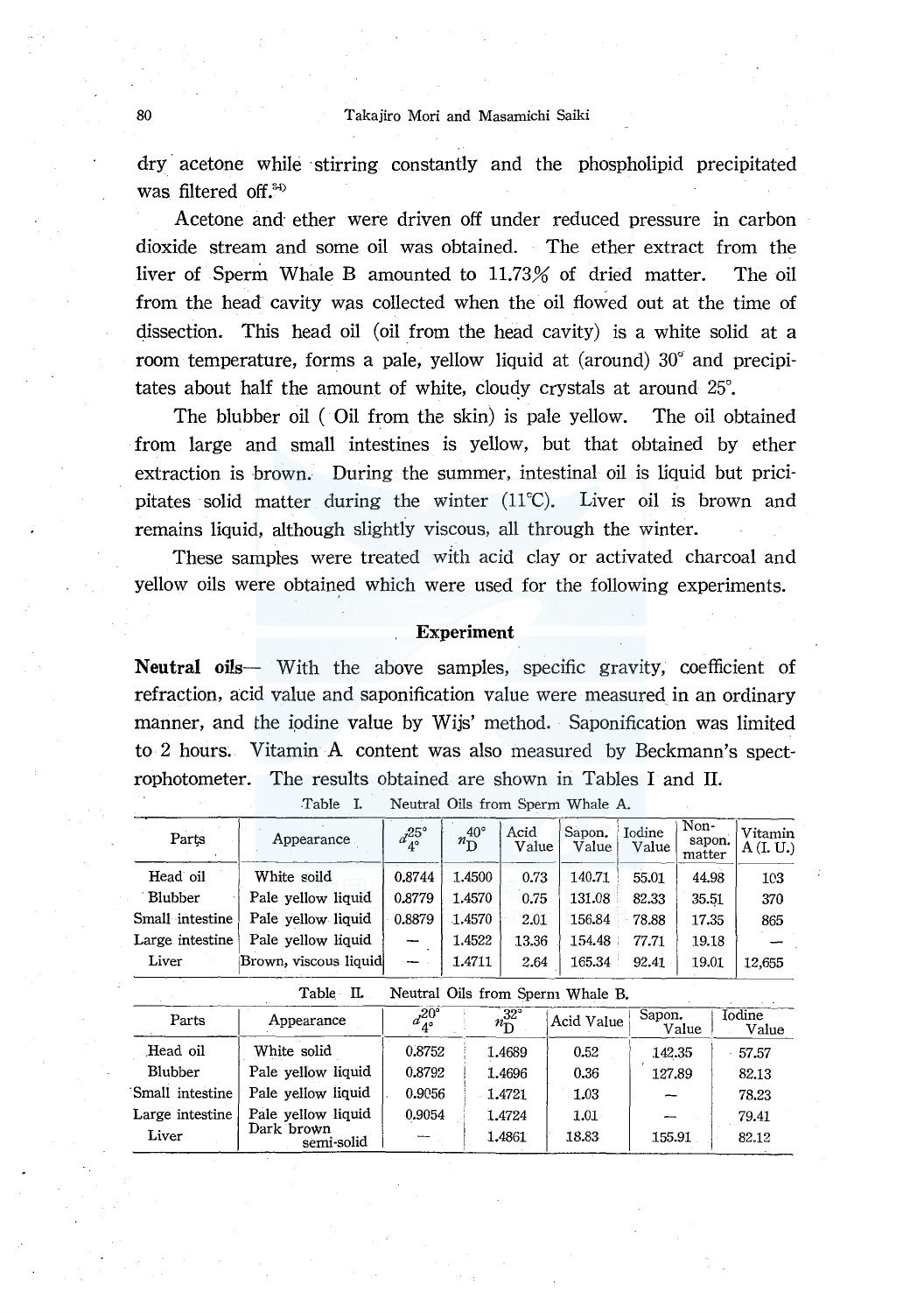dry acetone while stirring constantly and the phospholipid precipitated was filtered off.[34)]

Acetone and ether were driven off under reduced pressure in carbon dioxide stream and some oil was obtained. The ether extract from the liver of Sperm Whale B amounted to 11.73% of dried matter. The oil from the head cavity was collected when the oil flowed out at the time of dissection. This head oil (oil from the head cavity) is a white solid at a room temperature, forms a pale, yellow liquid at (around) 30° and precipitates about half the amount of white, cloudy crystals at around 25°.

The blubber oil ( Oil from the skin) is pale yellow. The oil obtained from large and small intestines is yellow, but that obtained by ether extraction is brown. During the summer, intestinal oil is liquid but pricipitates solid matter during the winter (11°C). Liver oil is brown and remains liquid, although slightly viscous, all through the winter.

These samples were treated with acid clay or activated charcoal and yellow oils were obtained which were used for the following experiments.

## Experiment

**Neutral oils**— With the above samples, specific gravity, coefficient of refraction, acid value and saponification value were measured in an ordinary manner, and the iodine value by Wijs' method. Saponification was limited to 2 hours. Vitamin A content was also measured by Beckmann's spectrophotometer. The results obtained are shown in Tables I and II.

Table I. Neutral Oils from Sperm Whale A.

| Parts | Appearance | $d^{25°}_{4°}$ | $n^{40°}_{D}$ | Acid Value | Sapon. Value | Iodine Value | Non-sapon. matter | Vitamin A (I. U.) |
|---|---|---|---|---|---|---|---|---|
| Head oil | White soild | 0.8744 | 1.4500 | 0.73 | 140.71 | 55.01 | 44.98 | 103 |
| Blubber | Pale yellow liquid | 0.8779 | 1.4570 | 0.75 | 131.08 | 82.33 | 35.51 | 370 |
| Small intestine | Pale yellow liquid | 0.8879 | 1.4570 | 2.01 | 156.84 | 78.88 | 17.35 | 865 |
| Large intestine | Pale yellow liquid | — | 1.4522 | 13.36 | 154.48 | 77.71 | 19.18 | — |
| Liver | Brown, viscous liquid | — | 1.4711 | 2.64 | 165.34 | 92.41 | 19.01 | 12,655 |

Table II. Neutral Oils from Sperm Whale B.

| Parts | Appearance | $d^{20°}_{4°}$ | $n^{32°}_{D}$ | Acid Value | Sapon. Value | Iodine Value |
|---|---|---|---|---|---|---|
| Head oil | White solid | 0.8752 | 1.4689 | 0.52 | 142.35 | 57.57 |
| Blubber | Pale yellow liquid | 0.8792 | 1.4696 | 0.36 | 127.89 | 82.13 |
| Small intestine | Pale yellow liquid | 0.9056 | 1.4721 | 1.03 | — | 78.23 |
| Large intestine | Pale yellow liquid | 0.9054 | 1.4724 | 1.01 | — | 79.41 |
| Liver | Dark brown semi-solid | — | 1.4861 | 18.83 | 155.91 | 82.12 |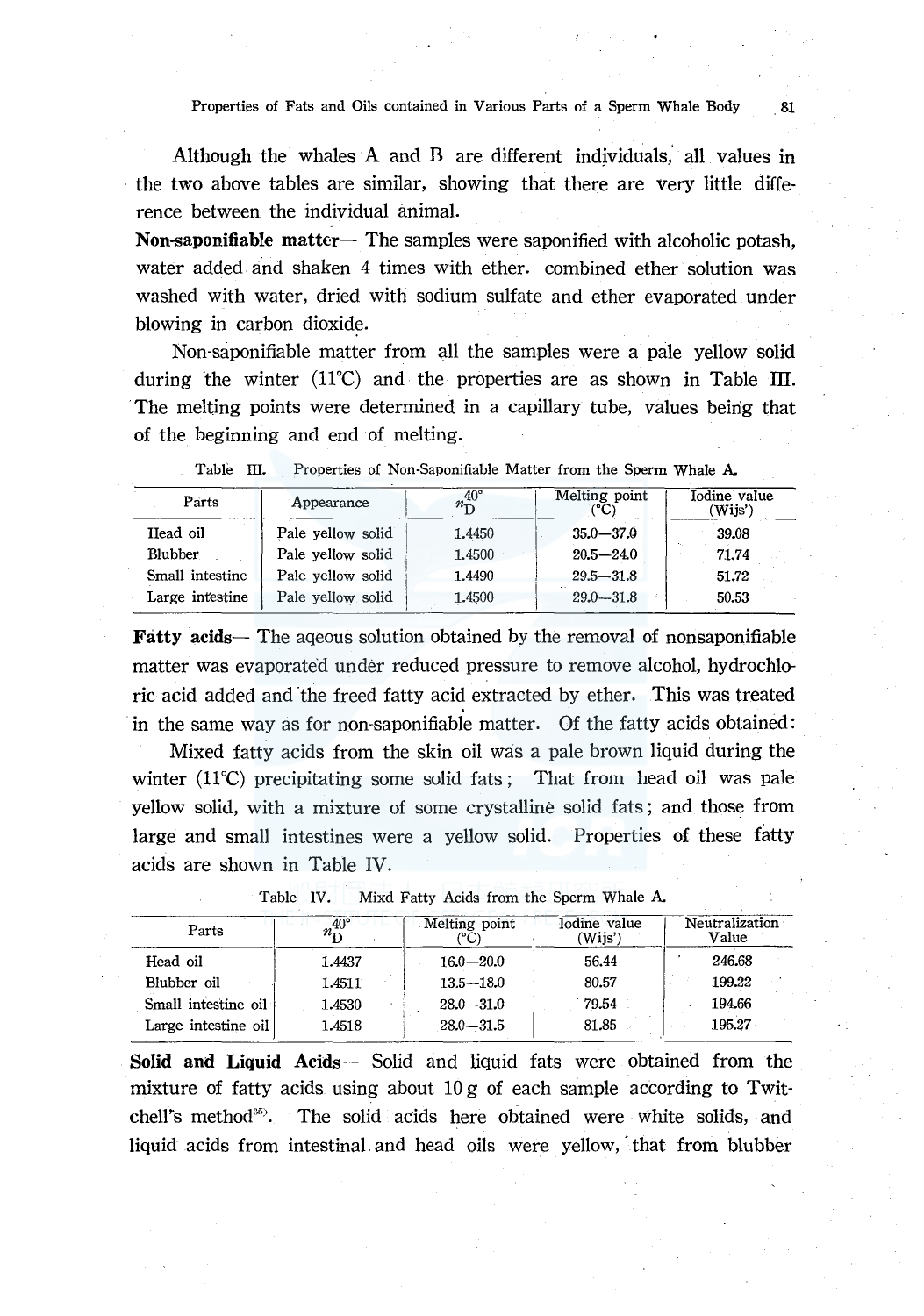Although the whales A and B are different individuals, all values in the two above tables are similar, showing that there are very little difference between the individual animal.

**Non-saponifiable matter**— The samples were saponified with alcoholic potash, water added and shaken 4 times with ether. combined ether solution was washed with water, dried with sodium sulfate and ether evaporated under blowing in carbon dioxide.

Non-saponifiable matter from all the samples were a pale yellow solid during the winter (11°C) and the properties are as shown in Table III. The melting points were determined in a capillary tube, values being that of the beginning and end of melting.

Table III. Properties of Non-Saponifiable Matter from the Sperm Whale A.

| Parts | Appearance | $n_D^{40°}$ | Melting point (°C) | Iodine value (Wijs') |
|---|---|---|---|---|
| Head oil | Pale yellow solid | 1.4450 | 35.0—37.0 | 39.08 |
| Blubber | Pale yellow solid | 1.4500 | 20.5—24.0 | 71.74 |
| Small intestine | Pale yellow solid | 1.4490 | 29.5—31.8 | 51.72 |
| Large intestine | Pale yellow solid | 1.4500 | 29.0—31.8 | 50.53 |

**Fatty acids**— The aqeous solution obtained by the removal of nonsaponifiable matter was evaporated under reduced pressure to remove alcohol, hydrochloric acid added and the freed fatty acid extracted by ether. This was treated in the same way as for non-saponifiable matter. Of the fatty acids obtained:

Mixed fatty acids from the skin oil was a pale brown liquid during the winter (11°C) precipitating some solid fats; That from head oil was pale yellow solid, with a mixture of some crystalline solid fats; and those from large and small intestines were a yellow solid. Properties of these fatty acids are shown in Table IV.

Table IV. Mixd Fatty Acids from the Sperm Whale A.

| Parts | $n_D^{40°}$ | Melting point (°C) | Iodine value (Wijs') | Neutralization Value |
|---|---|---|---|---|
| Head oil | 1.4437 | 16.0—20.0 | 56.44 | 246.68 |
| Blubber oil | 1.4511 | 13.5—18.0 | 80.57 | 199.22 |
| Small intestine oil | 1.4530 | 28.0—31.0 | 79.54 | 194.66 |
| Large intestine oil | 1.4518 | 28.0—31.5 | 81.85 | 195.27 |

**Solid and Liquid Acids**— Solid and liquid fats were obtained from the mixture of fatty acids using about 10 g of each sample according to Twitchell's method[35]. The solid acids here obtained were white solids, and liquid acids from intestinal and head oils were yellow, that from blubber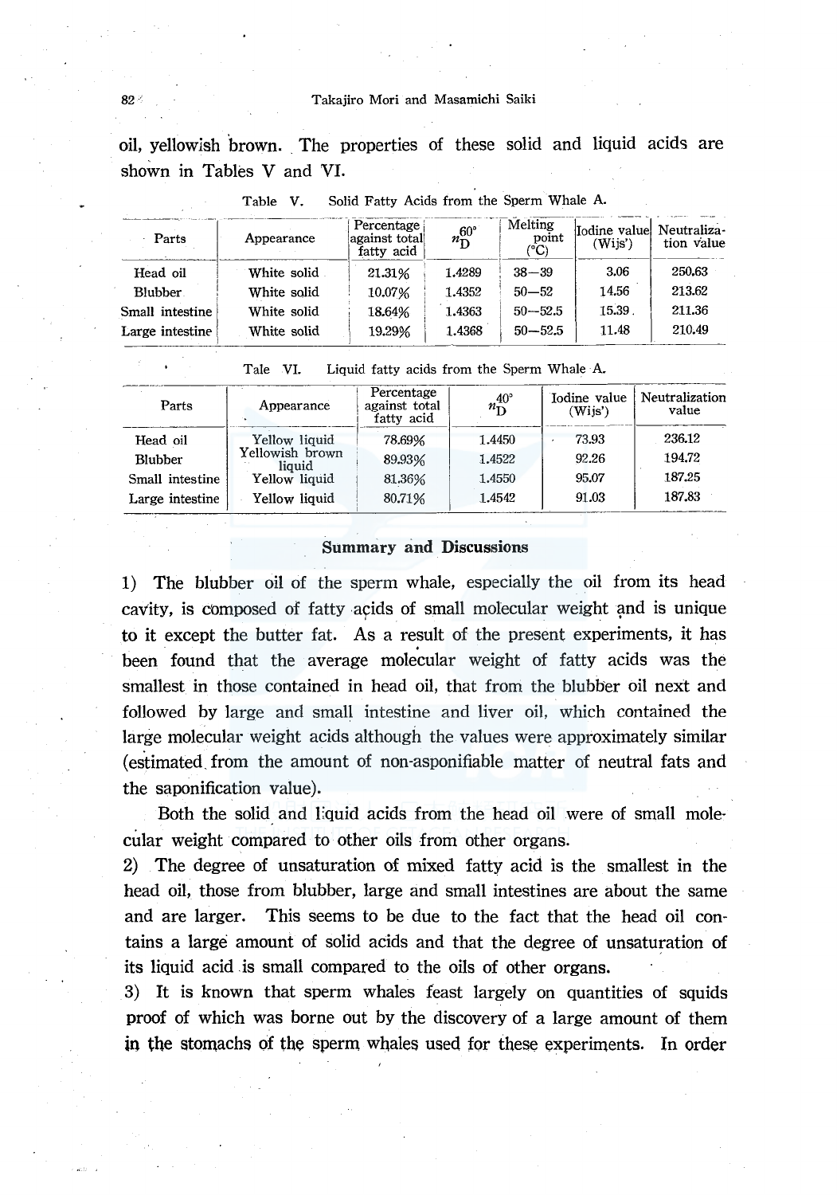oil, yellowish brown. The properties of these solid and liquid acids are shown in Tables V and VI.

Table V. Solid Fatty Acids from the Sperm Whale A.

| Parts | Appearance | Percentage against total fatty acid | $n_D^{60°}$ | Melting point (°C) | Iodine value (Wijs') | Neutralization value |
|---|---|---|---|---|---|---|
| Head oil | White solid | 21.31% | 1.4289 | 38—39 | 3.06 | 250.63 |
| Blubber | White solid | 10.07% | 1.4352 | 50—52 | 14.56 | 213.62 |
| Small intestine | White solid | 18.64% | 1.4363 | 50—52.5 | 15.39 | 211.36 |
| Large intestine | White solid | 19.29% | 1.4368 | 50—52.5 | 11.48 | 210.49 |

Tale VI. Liquid fatty acids from the Sperm Whale A.

| Parts | Appearance | Percentage against total fatty acid | $n_D^{40°}$ | Iodine value (Wijs') | Neutralization value |
|---|---|---|---|---|---|
| Head oil | Yellow liquid | 78.69% | 1.4450 | 73.93 | 236.12 |
| Blubber | Yellowish brown liquid | 89.93% | 1.4522 | 92.26 | 194.72 |
| Small intestine | Yellow liquid | 81.36% | 1.4550 | 95.07 | 187.25 |
| Large intestine | Yellow liquid | 80.71% | 1.4542 | 91.03 | 187.83 |

## Summary and Discussions

1) The blubber oil of the sperm whale, especially the oil from its head cavity, is composed of fatty acids of small molecular weight and is unique to it except the butter fat. As a result of the present experiments, it has been found that the average molecular weight of fatty acids was the smallest in those contained in head oil, that from the blubber oil next and followed by large and small intestine and liver oil, which contained the large molecular weight acids although the values were approximately similar (estimated from the amount of non-asponifiable matter of neutral fats and the saponification value).

Both the solid and liquid acids from the head oil were of small molecular weight compared to other oils from other organs.

2) The degree of unsaturation of mixed fatty acid is the smallest in the head oil, those from blubber, large and small intestines are about the same and are larger. This seems to be due to the fact that the head oil contains a large amount of solid acids and that the degree of unsaturation of its liquid acid is small compared to the oils of other organs.

3) It is known that sperm whales feast largely on quantities of squids proof of which was borne out by the discovery of a large amount of them in the stomachs of the sperm whales used for these experiments. In order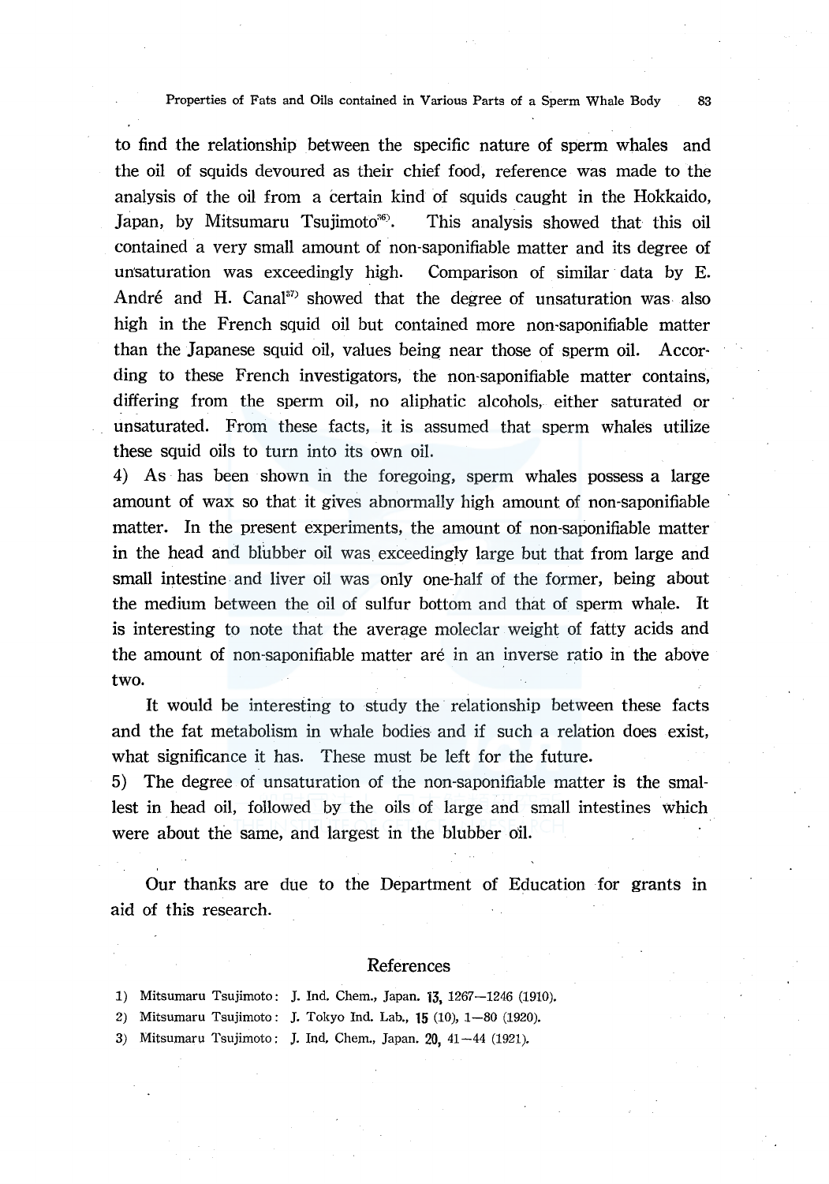to find the relationship between the specific nature of sperm whales and the oil of squids devoured as their chief food, reference was made to the analysis of the oil from a certain kind of squids caught in the Hokkaido, Japan, by Mitsumaru Tsujimoto[36]. This analysis showed that this oil contained a very small amount of non-saponifiable matter and its degree of unsaturation was exceedingly high. Comparison of similar data by E. André and H. Canal[37] showed that the degree of unsaturation was also high in the French squid oil but contained more non-saponifiable matter than the Japanese squid oil, values being near those of sperm oil. According to these French investigators, the non-saponifiable matter contains, differing from the sperm oil, no aliphatic alcohols, either saturated or unsaturated. From these facts, it is assumed that sperm whales utilize these squid oils to turn into its own oil.

4) As has been shown in the foregoing, sperm whales possess a large amount of wax so that it gives abnormally high amount of non-saponifiable matter. In the present experiments, the amount of non-saponifiable matter in the head and blubber oil was exceedingly large but that from large and small intestine and liver oil was only one-half of the former, being about the medium between the oil of sulfur bottom and that of sperm whale. It is interesting to note that the average moleclar weight of fatty acids and the amount of non-saponifiable matter aré in an inverse ratio in the above two.

It would be interesting to study the relationship between these facts and the fat metabolism in whale bodies and if such a relation does exist, what significance it has. These must be left for the future.

5) The degree of unsaturation of the non-saponifiable matter is the smallest in head oil, followed by the oils of large and small intestines which were about the same, and largest in the blubber oil.

Our thanks are due to the Department of Education for grants in aid of this research.

## References

1) Mitsumaru Tsujimoto: J. Ind. Chem., Japan. **13**, 1267—1246 (1910).
2) Mitsumaru Tsujimoto: J. Tokyo Ind. Lab., **15** (10), 1—80 (1920).
3) Mitsumaru Tsujimoto: J. Ind. Chem., Japan. **20**, 41—44 (1921).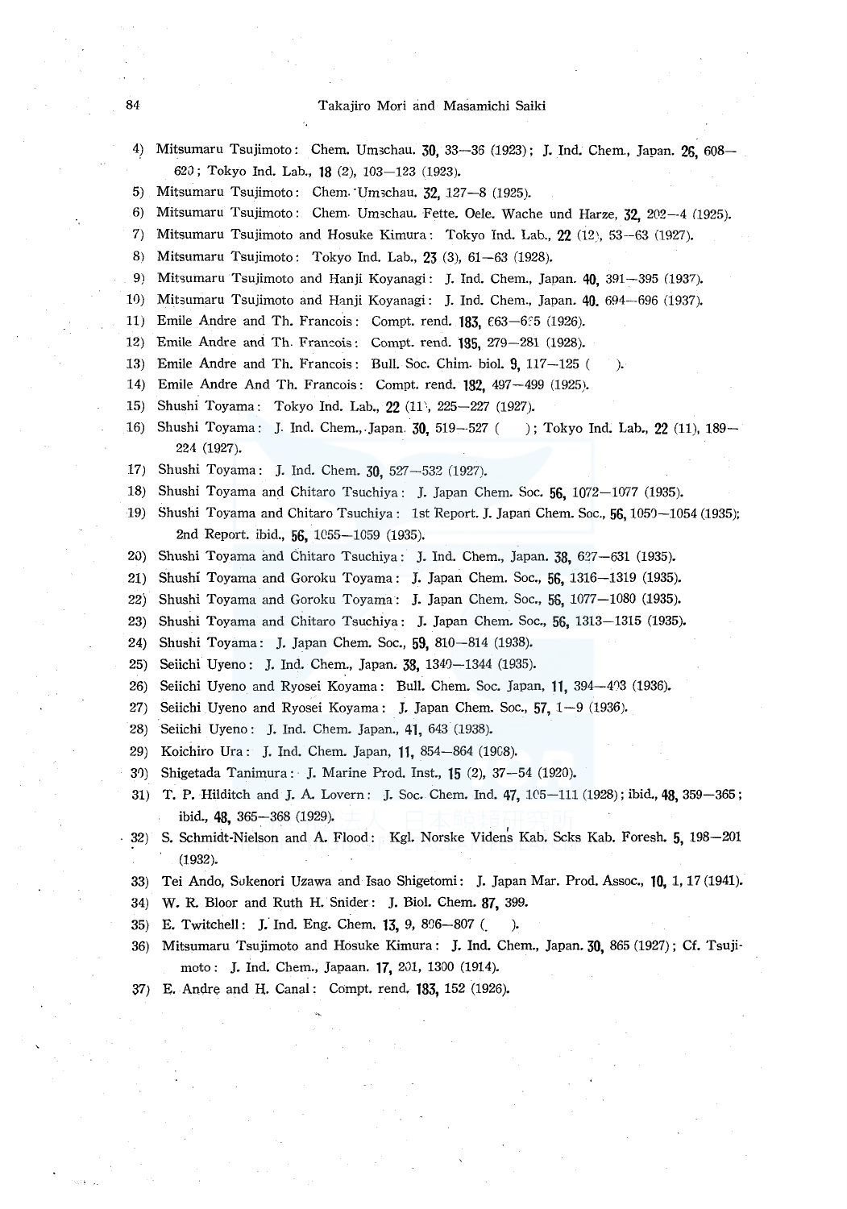4) Mitsumaru Tsujimoto: Chem. Umschau. **30**, 33—36 (1923); J. Ind. Chem., Japan. **26**, 608—620; Tokyo Ind. Lab., **18** (2), 103—123 (1923).
5) Mitsumaru Tsujimoto: Chem. Umschau. **32**, 127—8 (1925).
6) Mitsumaru Tsujimoto: Chem. Umschau. Fette. Oele. Wache und Harze, **32**, 202—4 (1925).
7) Mitsumaru Tsujimoto and Hosuke Kimura: Tokyo Ind. Lab., **22** (12), 53—63 (1927).
8) Mitsumaru Tsujimoto: Tokyo Ind. Lab., **23** (3), 61—63 (1928).
9) Mitsumaru Tsujimoto and Hanji Koyanagi: J. Ind. Chem., Japan. **40**, 391—395 (1937).
10) Mitsumaru Tsujimoto and Hanji Koyanagi: J. Ind. Chem., Japan. **40**. 694—696 (1937).
11) Emile Andre and Th. Francois: Compt. rend. **183**, 663—665 (1926).
12) Emile Andre and Th. Francois: Compt. rend. **185**, 279—281 (1928).
13) Emile Andre and Th. Francois: Bull. Soc. Chim. biol. **9**, 117—125 ( ).
14) Emile Andre And Th. Francois: Compt. rend. **182**, 497—499 (1925).
15) Shushi Toyama: Tokyo Ind. Lab., **22** (11), 225—227 (1927).
16) Shushi Toyama: J. Ind. Chem., Japan. **30**, 519—527 ( ); Tokyo Ind. Lab., **22** (11), 189—224 (1927).
17) Shushi Toyama: J. Ind. Chem. **30**, 527—532 (1927).
18) Shushi Toyama and Chitaro Tsuchiya: J. Japan Chem. Soc. **56**, 1072—1077 (1935).
19) Shushi Toyama and Chitaro Tsuchiya: 1st Report. J. Japan Chem. Soc., **56**, 1050—1054 (1935); 2nd Report. ibid., **56**, 1055—1059 (1935).
20) Shushi Toyama and Chitaro Tsuchiya: J. Ind. Chem., Japan. **38**, 627—631 (1935).
21) Shushi Toyama and Goroku Toyama: J. Japan Chem. Soc., **56**, 1316—1319 (1935).
22) Shushi Toyama and Goroku Toyama: J. Japan Chem. Soc., **56**, 1077—1080 (1935).
23) Shushi Toyama and Chitaro Tsuchiya: J. Japan Chem. Soc., **56**, 1313—1315 (1935).
24) Shushi Toyama: J. Japan Chem. Soc., **59**, 810—814 (1938).
25) Seiichi Uyeno: J. Ind. Chem., Japan. **38**, 1340—1344 (1935).
26) Seiichi Uyeno and Ryosei Koyama: Bull. Chem. Soc. Japan, **11**, 394—403 (1936).
27) Seiichi Uyeno and Ryosei Koyama: J. Japan Chem. Soc., **57**, 1—9 (1936).
28) Seiichi Uyeno: J. Ind. Chem. Japan., **41**, 643 (1938).
29) Koichiro Ura: J. Ind. Chem. Japan, **11**, 854—864 (1908).
30) Shigetada Tanimura: J. Marine Prod. Inst., **15** (2), 37—54 (1920).
31) T. P. Hilditch and J. A. Lovern: J. Soc. Chem. Ind. **47**, 105—111 (1928); ibid., **48**, 359—365; ibid., **48**, 365—368 (1929).
32) S. Schmidt-Nielson and A. Flood: Kgl. Norske Videns Kab. Scks Kab. Foresh. **5**, 198—201 (1932).
33) Tei Ando, Sukenori Uzawa and Isao Shigetomi: J. Japan Mar. Prod. Assoc., **10**, 1, 17 (1941).
34) W. R. Bloor and Ruth H. Snider: J. Biol. Chem. **87**, 399.
35) E. Twitchell: J. Ind. Eng. Chem. **13**, 9, 806—807 ( ).
36) Mitsumaru Tsujimoto and Hosuke Kimura: J. Ind. Chem., Japan. **30**, 865 (1927); Cf. Tsujimoto: J. Ind. Chem., Japaan. **17**, 201, 1300 (1914).
37) E. Andre and H. Canal: Compt. rend. **183**, 152 (1926).